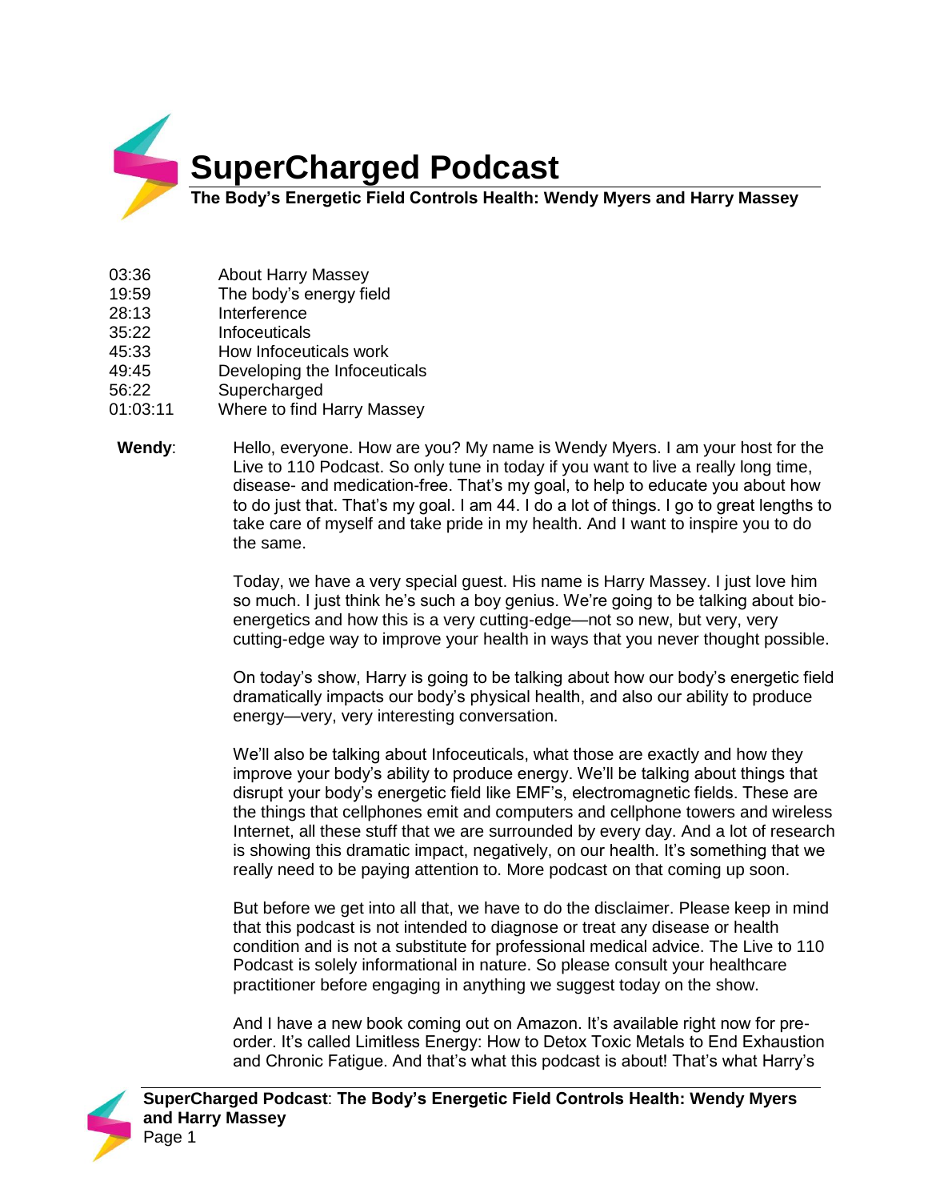# SuperCharged Podcast

**The Body's Energetic Field Controls Health: Wendy Myers and Harry Massey**

| | |
|---|---|
| 03:36 | About Harry Massey |
| 19:59 | The body's energy field |
| 28:13 | Interference |
| 35:22 | Infoceuticals |
| 45:33 | How Infoceuticals work |
| 49:45 | Developing the Infoceuticals |
| 56:22 | Supercharged |
| 01:03:11 | Where to find Harry Massey |

**Wendy**: Hello, everyone. How are you? My name is Wendy Myers. I am your host for the Live to 110 Podcast. So only tune in today if you want to live a really long time, disease- and medication-free. That's my goal, to help to educate you about how to do just that. That's my goal. I am 44. I do a lot of things. I go to great lengths to take care of myself and take pride in my health. And I want to inspire you to do the same.

Today, we have a very special guest. His name is Harry Massey. I just love him so much. I just think he's such a boy genius. We're going to be talking about bio-energetics and how this is a very cutting-edge—not so new, but very, very cutting-edge way to improve your health in ways that you never thought possible.

On today's show, Harry is going to be talking about how our body's energetic field dramatically impacts our body's physical health, and also our ability to produce energy—very, very interesting conversation.

We'll also be talking about Infoceuticals, what those are exactly and how they improve your body's ability to produce energy. We'll be talking about things that disrupt your body's energetic field like EMF's, electromagnetic fields. These are the things that cellphones emit and computers and cellphone towers and wireless Internet, all these stuff that we are surrounded by every day. And a lot of research is showing this dramatic impact, negatively, on our health. It's something that we really need to be paying attention to. More podcast on that coming up soon.

But before we get into all that, we have to do the disclaimer. Please keep in mind that this podcast is not intended to diagnose or treat any disease or health condition and is not a substitute for professional medical advice. The Live to 110 Podcast is solely informational in nature. So please consult your healthcare practitioner before engaging in anything we suggest today on the show.

And I have a new book coming out on Amazon. It's available right now for pre-order. It's called Limitless Energy: How to Detox Toxic Metals to End Exhaustion and Chronic Fatigue. And that's what this podcast is about! That's what Harry's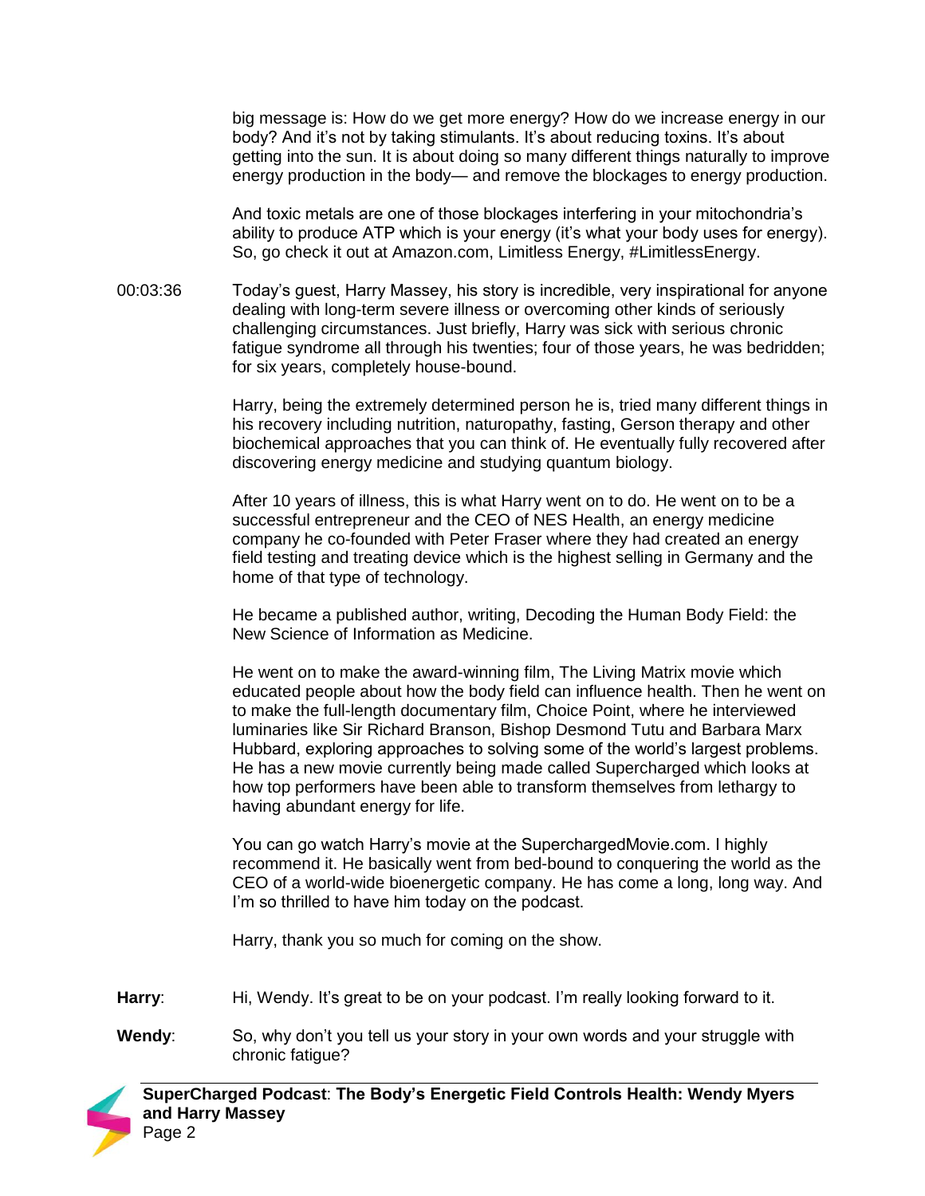big message is: How do we get more energy? How do we increase energy in our body? And it's not by taking stimulants. It's about reducing toxins. It's about getting into the sun. It is about doing so many different things naturally to improve energy production in the body— and remove the blockages to energy production.

And toxic metals are one of those blockages interfering in your mitochondria's ability to produce ATP which is your energy (it's what your body uses for energy). So, go check it out at Amazon.com, Limitless Energy, #LimitlessEnergy.

00:03:36 Today's guest, Harry Massey, his story is incredible, very inspirational for anyone dealing with long-term severe illness or overcoming other kinds of seriously challenging circumstances. Just briefly, Harry was sick with serious chronic fatigue syndrome all through his twenties; four of those years, he was bedridden; for six years, completely house-bound.

Harry, being the extremely determined person he is, tried many different things in his recovery including nutrition, naturopathy, fasting, Gerson therapy and other biochemical approaches that you can think of. He eventually fully recovered after discovering energy medicine and studying quantum biology.

After 10 years of illness, this is what Harry went on to do. He went on to be a successful entrepreneur and the CEO of NES Health, an energy medicine company he co-founded with Peter Fraser where they had created an energy field testing and treating device which is the highest selling in Germany and the home of that type of technology.

He became a published author, writing, Decoding the Human Body Field: the New Science of Information as Medicine.

He went on to make the award-winning film, The Living Matrix movie which educated people about how the body field can influence health. Then he went on to make the full-length documentary film, Choice Point, where he interviewed luminaries like Sir Richard Branson, Bishop Desmond Tutu and Barbara Marx Hubbard, exploring approaches to solving some of the world's largest problems. He has a new movie currently being made called Supercharged which looks at how top performers have been able to transform themselves from lethargy to having abundant energy for life.

You can go watch Harry's movie at the SuperchargedMovie.com. I highly recommend it. He basically went from bed-bound to conquering the world as the CEO of a world-wide bioenergetic company. He has come a long, long way. And I'm so thrilled to have him today on the podcast.

Harry, thank you so much for coming on the show.

**Harry**: Hi, Wendy. It's great to be on your podcast. I'm really looking forward to it.

**Wendy**: So, why don't you tell us your story in your own words and your struggle with chronic fatigue?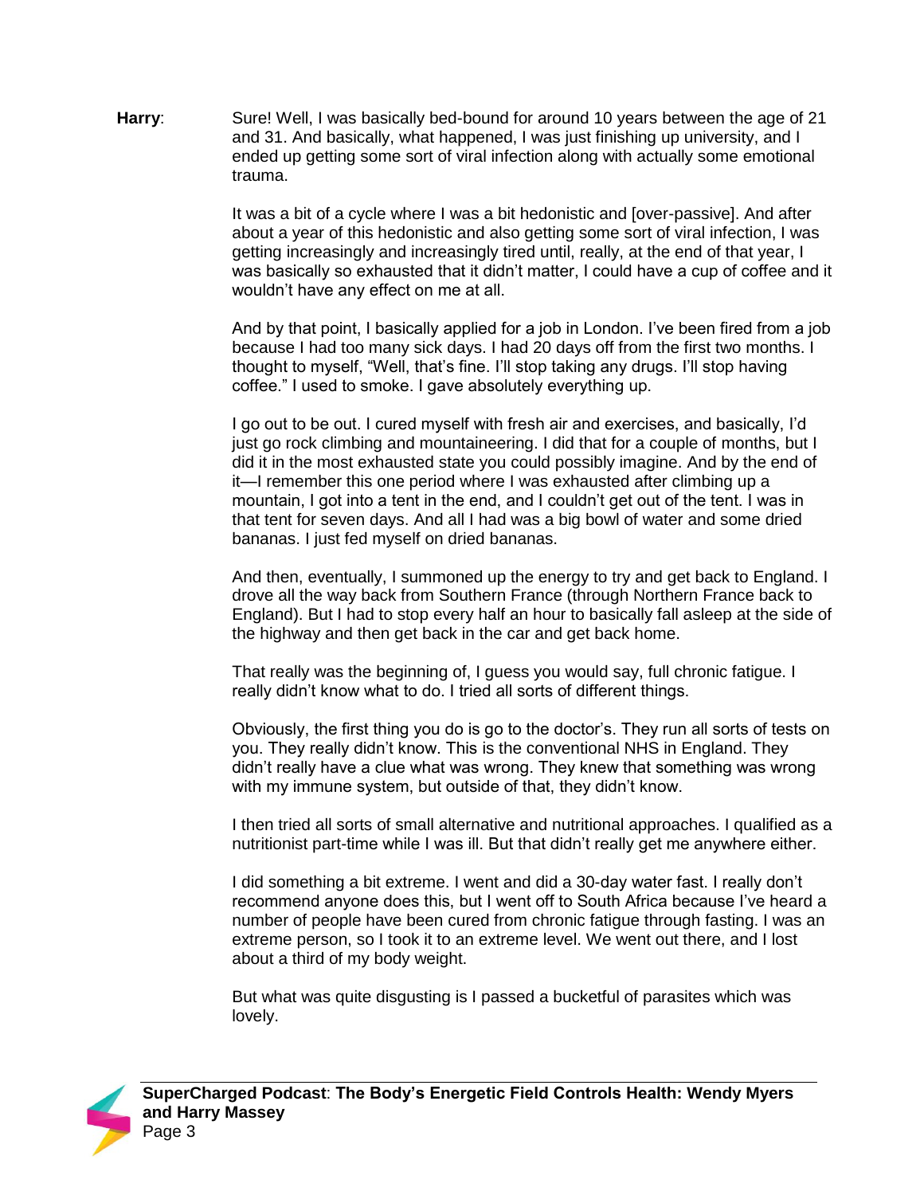**Harry**: Sure! Well, I was basically bed-bound for around 10 years between the age of 21 and 31. And basically, what happened, I was just finishing up university, and I ended up getting some sort of viral infection along with actually some emotional trauma.

It was a bit of a cycle where I was a bit hedonistic and [over-passive]. And after about a year of this hedonistic and also getting some sort of viral infection, I was getting increasingly and increasingly tired until, really, at the end of that year, I was basically so exhausted that it didn't matter, I could have a cup of coffee and it wouldn't have any effect on me at all.

And by that point, I basically applied for a job in London. I've been fired from a job because I had too many sick days. I had 20 days off from the first two months. I thought to myself, "Well, that's fine. I'll stop taking any drugs. I'll stop having coffee." I used to smoke. I gave absolutely everything up.

I go out to be out. I cured myself with fresh air and exercises, and basically, I'd just go rock climbing and mountaineering. I did that for a couple of months, but I did it in the most exhausted state you could possibly imagine. And by the end of it—I remember this one period where I was exhausted after climbing up a mountain, I got into a tent in the end, and I couldn't get out of the tent. I was in that tent for seven days. And all I had was a big bowl of water and some dried bananas. I just fed myself on dried bananas.

And then, eventually, I summoned up the energy to try and get back to England. I drove all the way back from Southern France (through Northern France back to England). But I had to stop every half an hour to basically fall asleep at the side of the highway and then get back in the car and get back home.

That really was the beginning of, I guess you would say, full chronic fatigue. I really didn't know what to do. I tried all sorts of different things.

Obviously, the first thing you do is go to the doctor's. They run all sorts of tests on you. They really didn't know. This is the conventional NHS in England. They didn't really have a clue what was wrong. They knew that something was wrong with my immune system, but outside of that, they didn't know.

I then tried all sorts of small alternative and nutritional approaches. I qualified as a nutritionist part-time while I was ill. But that didn't really get me anywhere either.

I did something a bit extreme. I went and did a 30-day water fast. I really don't recommend anyone does this, but I went off to South Africa because I've heard a number of people have been cured from chronic fatigue through fasting. I was an extreme person, so I took it to an extreme level. We went out there, and I lost about a third of my body weight.

But what was quite disgusting is I passed a bucketful of parasites which was lovely.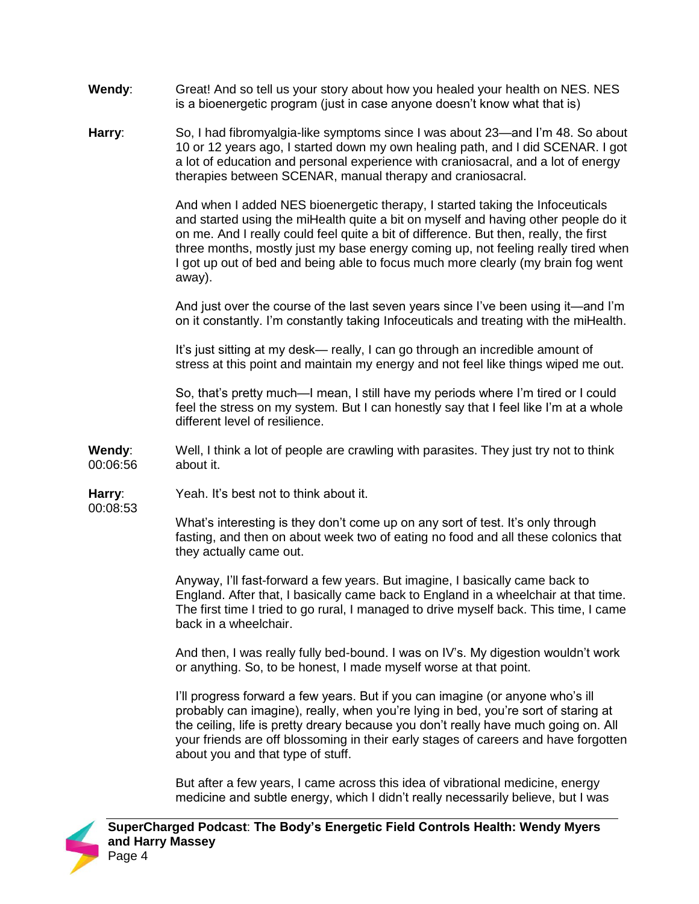**Wendy**: Great! And so tell us your story about how you healed your health on NES. NES is a bioenergetic program (just in case anyone doesn't know what that is)

**Harry**: So, I had fibromyalgia-like symptoms since I was about 23—and I'm 48. So about 10 or 12 years ago, I started down my own healing path, and I did SCENAR. I got a lot of education and personal experience with craniosacral, and a lot of energy therapies between SCENAR, manual therapy and craniosacral.

And when I added NES bioenergetic therapy, I started taking the Infoceuticals and started using the miHealth quite a bit on myself and having other people do it on me. And I really could feel quite a bit of difference. But then, really, the first three months, mostly just my base energy coming up, not feeling really tired when I got up out of bed and being able to focus much more clearly (my brain fog went away).

And just over the course of the last seven years since I've been using it—and I'm on it constantly. I'm constantly taking Infoceuticals and treating with the miHealth.

It's just sitting at my desk— really, I can go through an incredible amount of stress at this point and maintain my energy and not feel like things wiped me out.

So, that's pretty much—I mean, I still have my periods where I'm tired or I could feel the stress on my system. But I can honestly say that I feel like I'm at a whole different level of resilience.

**Wendy**: 00:06:56 Well, I think a lot of people are crawling with parasites. They just try not to think about it.

**Harry**: 00:08:53 Yeah. It's best not to think about it.

What's interesting is they don't come up on any sort of test. It's only through fasting, and then on about week two of eating no food and all these colonics that they actually came out.

Anyway, I'll fast-forward a few years. But imagine, I basically came back to England. After that, I basically came back to England in a wheelchair at that time. The first time I tried to go rural, I managed to drive myself back. This time, I came back in a wheelchair.

And then, I was really fully bed-bound. I was on IV's. My digestion wouldn't work or anything. So, to be honest, I made myself worse at that point.

I'll progress forward a few years. But if you can imagine (or anyone who's ill probably can imagine), really, when you're lying in bed, you're sort of staring at the ceiling, life is pretty dreary because you don't really have much going on. All your friends are off blossoming in their early stages of careers and have forgotten about you and that type of stuff.

But after a few years, I came across this idea of vibrational medicine, energy medicine and subtle energy, which I didn't really necessarily believe, but I was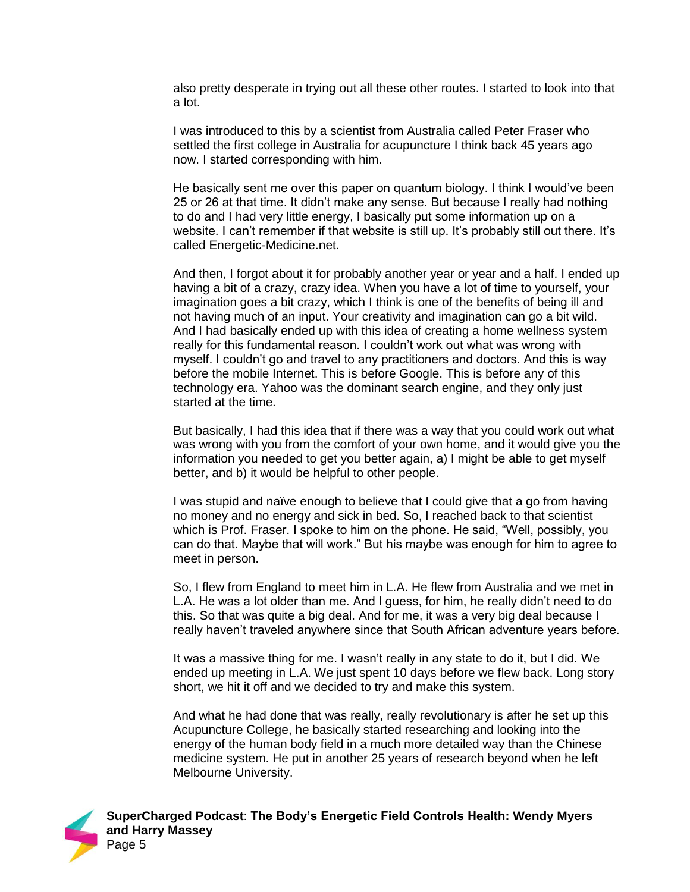also pretty desperate in trying out all these other routes. I started to look into that a lot.

I was introduced to this by a scientist from Australia called Peter Fraser who settled the first college in Australia for acupuncture I think back 45 years ago now. I started corresponding with him.

He basically sent me over this paper on quantum biology. I think I would've been 25 or 26 at that time. It didn't make any sense. But because I really had nothing to do and I had very little energy, I basically put some information up on a website. I can't remember if that website is still up. It's probably still out there. It's called Energetic-Medicine.net.

And then, I forgot about it for probably another year or year and a half. I ended up having a bit of a crazy, crazy idea. When you have a lot of time to yourself, your imagination goes a bit crazy, which I think is one of the benefits of being ill and not having much of an input. Your creativity and imagination can go a bit wild. And I had basically ended up with this idea of creating a home wellness system really for this fundamental reason. I couldn't work out what was wrong with myself. I couldn't go and travel to any practitioners and doctors. And this is way before the mobile Internet. This is before Google. This is before any of this technology era. Yahoo was the dominant search engine, and they only just started at the time.

But basically, I had this idea that if there was a way that you could work out what was wrong with you from the comfort of your own home, and it would give you the information you needed to get you better again, a) I might be able to get myself better, and b) it would be helpful to other people.

I was stupid and naïve enough to believe that I could give that a go from having no money and no energy and sick in bed. So, I reached back to that scientist which is Prof. Fraser. I spoke to him on the phone. He said, "Well, possibly, you can do that. Maybe that will work." But his maybe was enough for him to agree to meet in person.

So, I flew from England to meet him in L.A. He flew from Australia and we met in L.A. He was a lot older than me. And I guess, for him, he really didn't need to do this. So that was quite a big deal. And for me, it was a very big deal because I really haven't traveled anywhere since that South African adventure years before.

It was a massive thing for me. I wasn't really in any state to do it, but I did. We ended up meeting in L.A. We just spent 10 days before we flew back. Long story short, we hit it off and we decided to try and make this system.

And what he had done that was really, really revolutionary is after he set up this Acupuncture College, he basically started researching and looking into the energy of the human body field in a much more detailed way than the Chinese medicine system. He put in another 25 years of research beyond when he left Melbourne University.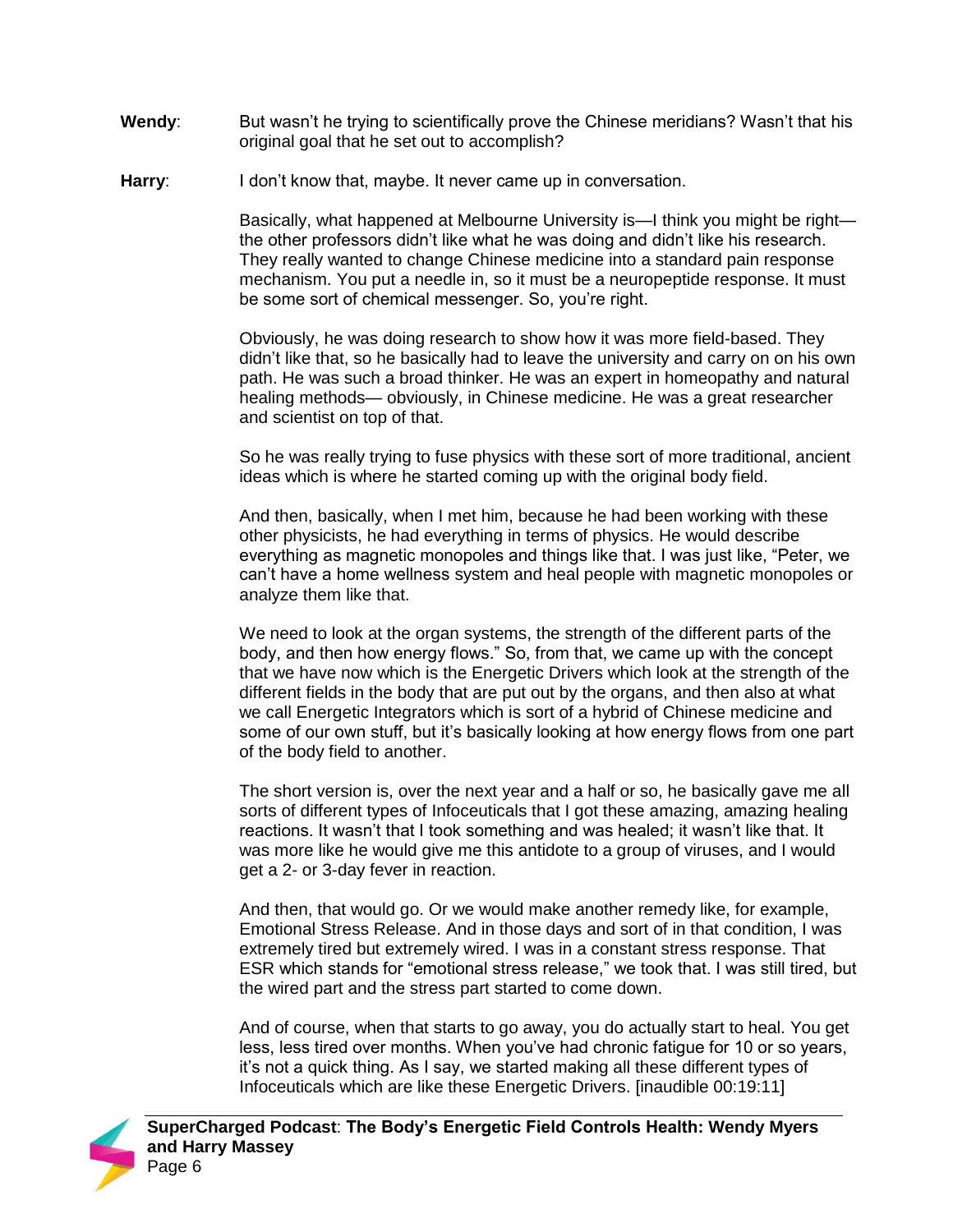**Wendy**: But wasn't he trying to scientifically prove the Chinese meridians? Wasn't that his original goal that he set out to accomplish?

**Harry**: I don't know that, maybe. It never came up in conversation.

Basically, what happened at Melbourne University is—I think you might be right—the other professors didn't like what he was doing and didn't like his research. They really wanted to change Chinese medicine into a standard pain response mechanism. You put a needle in, so it must be a neuropeptide response. It must be some sort of chemical messenger. So, you're right.

Obviously, he was doing research to show how it was more field-based. They didn't like that, so he basically had to leave the university and carry on on his own path. He was such a broad thinker. He was an expert in homeopathy and natural healing methods— obviously, in Chinese medicine. He was a great researcher and scientist on top of that.

So he was really trying to fuse physics with these sort of more traditional, ancient ideas which is where he started coming up with the original body field.

And then, basically, when I met him, because he had been working with these other physicists, he had everything in terms of physics. He would describe everything as magnetic monopoles and things like that. I was just like, "Peter, we can't have a home wellness system and heal people with magnetic monopoles or analyze them like that.

We need to look at the organ systems, the strength of the different parts of the body, and then how energy flows." So, from that, we came up with the concept that we have now which is the Energetic Drivers which look at the strength of the different fields in the body that are put out by the organs, and then also at what we call Energetic Integrators which is sort of a hybrid of Chinese medicine and some of our own stuff, but it's basically looking at how energy flows from one part of the body field to another.

The short version is, over the next year and a half or so, he basically gave me all sorts of different types of Infoceuticals that I got these amazing, amazing healing reactions. It wasn't that I took something and was healed; it wasn't like that. It was more like he would give me this antidote to a group of viruses, and I would get a 2- or 3-day fever in reaction.

And then, that would go. Or we would make another remedy like, for example, Emotional Stress Release. And in those days and sort of in that condition, I was extremely tired but extremely wired. I was in a constant stress response. That ESR which stands for "emotional stress release," we took that. I was still tired, but the wired part and the stress part started to come down.

And of course, when that starts to go away, you do actually start to heal. You get less, less tired over months. When you've had chronic fatigue for 10 or so years, it's not a quick thing. As I say, we started making all these different types of Infoceuticals which are like these Energetic Drivers. [inaudible 00:19:11]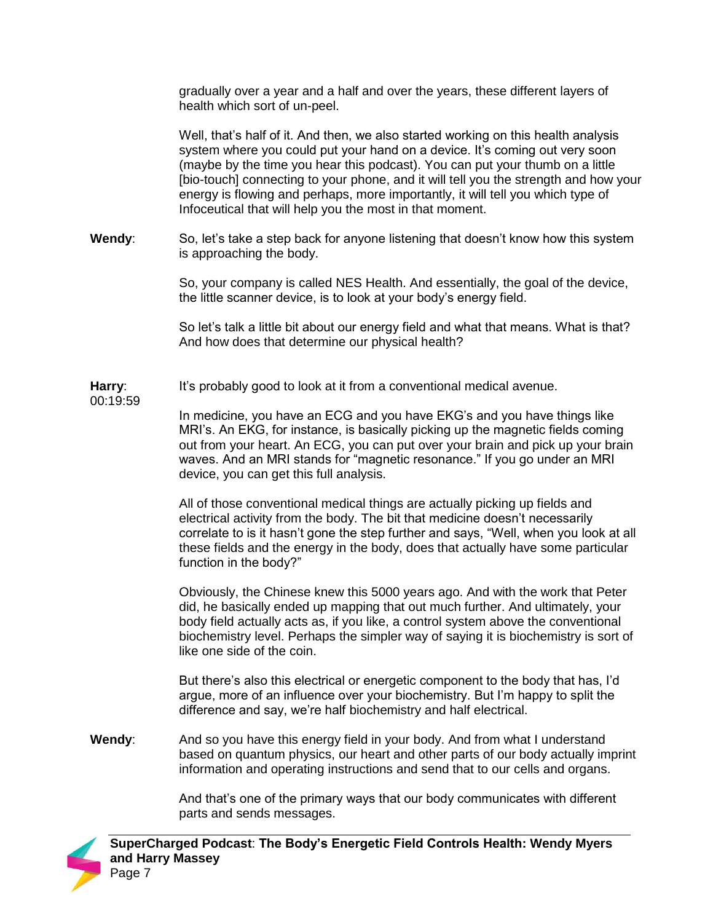gradually over a year and a half and over the years, these different layers of health which sort of un-peel.

Well, that's half of it. And then, we also started working on this health analysis system where you could put your hand on a device. It's coming out very soon (maybe by the time you hear this podcast). You can put your thumb on a little [bio-touch] connecting to your phone, and it will tell you the strength and how your energy is flowing and perhaps, more importantly, it will tell you which type of Infoceutical that will help you the most in that moment.

**Wendy**: So, let's take a step back for anyone listening that doesn't know how this system is approaching the body.

So, your company is called NES Health. And essentially, the goal of the device, the little scanner device, is to look at your body's energy field.

So let's talk a little bit about our energy field and what that means. What is that? And how does that determine our physical health?

**Harry**: 00:19:59 It's probably good to look at it from a conventional medical avenue.

In medicine, you have an ECG and you have EKG's and you have things like MRI's. An EKG, for instance, is basically picking up the magnetic fields coming out from your heart. An ECG, you can put over your brain and pick up your brain waves. And an MRI stands for "magnetic resonance." If you go under an MRI device, you can get this full analysis.

All of those conventional medical things are actually picking up fields and electrical activity from the body. The bit that medicine doesn't necessarily correlate to is it hasn't gone the step further and says, "Well, when you look at all these fields and the energy in the body, does that actually have some particular function in the body?"

Obviously, the Chinese knew this 5000 years ago. And with the work that Peter did, he basically ended up mapping that out much further. And ultimately, your body field actually acts as, if you like, a control system above the conventional biochemistry level. Perhaps the simpler way of saying it is biochemistry is sort of like one side of the coin.

But there's also this electrical or energetic component to the body that has, I'd argue, more of an influence over your biochemistry. But I'm happy to split the difference and say, we're half biochemistry and half electrical.

**Wendy**: And so you have this energy field in your body. And from what I understand based on quantum physics, our heart and other parts of our body actually imprint information and operating instructions and send that to our cells and organs.

And that's one of the primary ways that our body communicates with different parts and sends messages.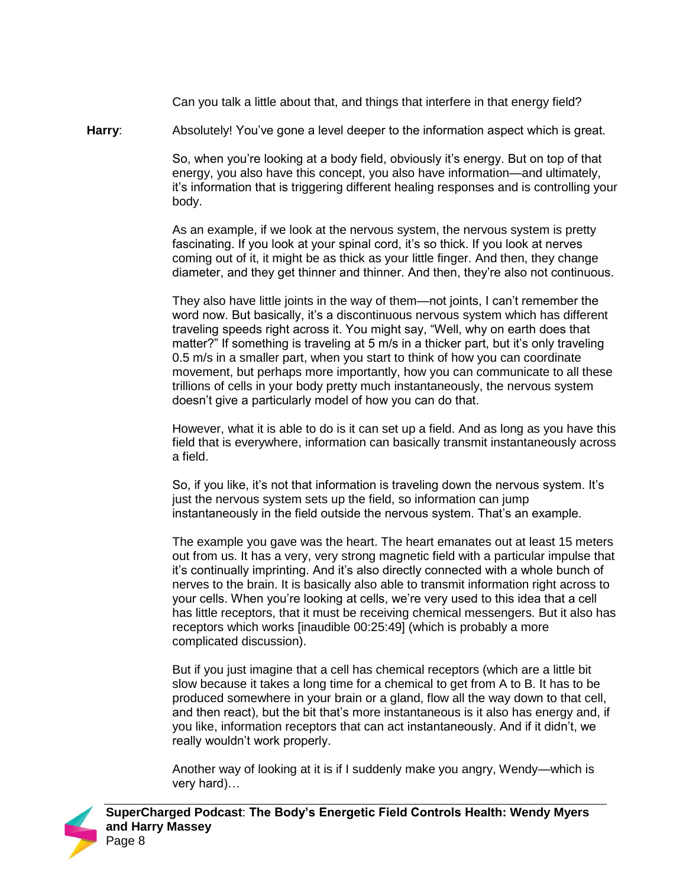Can you talk a little about that, and things that interfere in that energy field?

**Harry**: Absolutely! You've gone a level deeper to the information aspect which is great.

So, when you're looking at a body field, obviously it's energy. But on top of that energy, you also have this concept, you also have information—and ultimately, it's information that is triggering different healing responses and is controlling your body.

As an example, if we look at the nervous system, the nervous system is pretty fascinating. If you look at your spinal cord, it's so thick. If you look at nerves coming out of it, it might be as thick as your little finger. And then, they change diameter, and they get thinner and thinner. And then, they're also not continuous.

They also have little joints in the way of them—not joints, I can't remember the word now. But basically, it's a discontinuous nervous system which has different traveling speeds right across it. You might say, "Well, why on earth does that matter?" If something is traveling at 5 m/s in a thicker part, but it's only traveling 0.5 m/s in a smaller part, when you start to think of how you can coordinate movement, but perhaps more importantly, how you can communicate to all these trillions of cells in your body pretty much instantaneously, the nervous system doesn't give a particularly model of how you can do that.

However, what it is able to do is it can set up a field. And as long as you have this field that is everywhere, information can basically transmit instantaneously across a field.

So, if you like, it's not that information is traveling down the nervous system. It's just the nervous system sets up the field, so information can jump instantaneously in the field outside the nervous system. That's an example.

The example you gave was the heart. The heart emanates out at least 15 meters out from us. It has a very, very strong magnetic field with a particular impulse that it's continually imprinting. And it's also directly connected with a whole bunch of nerves to the brain. It is basically also able to transmit information right across to your cells. When you're looking at cells, we're very used to this idea that a cell has little receptors, that it must be receiving chemical messengers. But it also has receptors which works [inaudible 00:25:49] (which is probably a more complicated discussion).

But if you just imagine that a cell has chemical receptors (which are a little bit slow because it takes a long time for a chemical to get from A to B. It has to be produced somewhere in your brain or a gland, flow all the way down to that cell, and then react), but the bit that's more instantaneous is it also has energy and, if you like, information receptors that can act instantaneously. And if it didn't, we really wouldn't work properly.

Another way of looking at it is if I suddenly make you angry, Wendy—which is very hard)…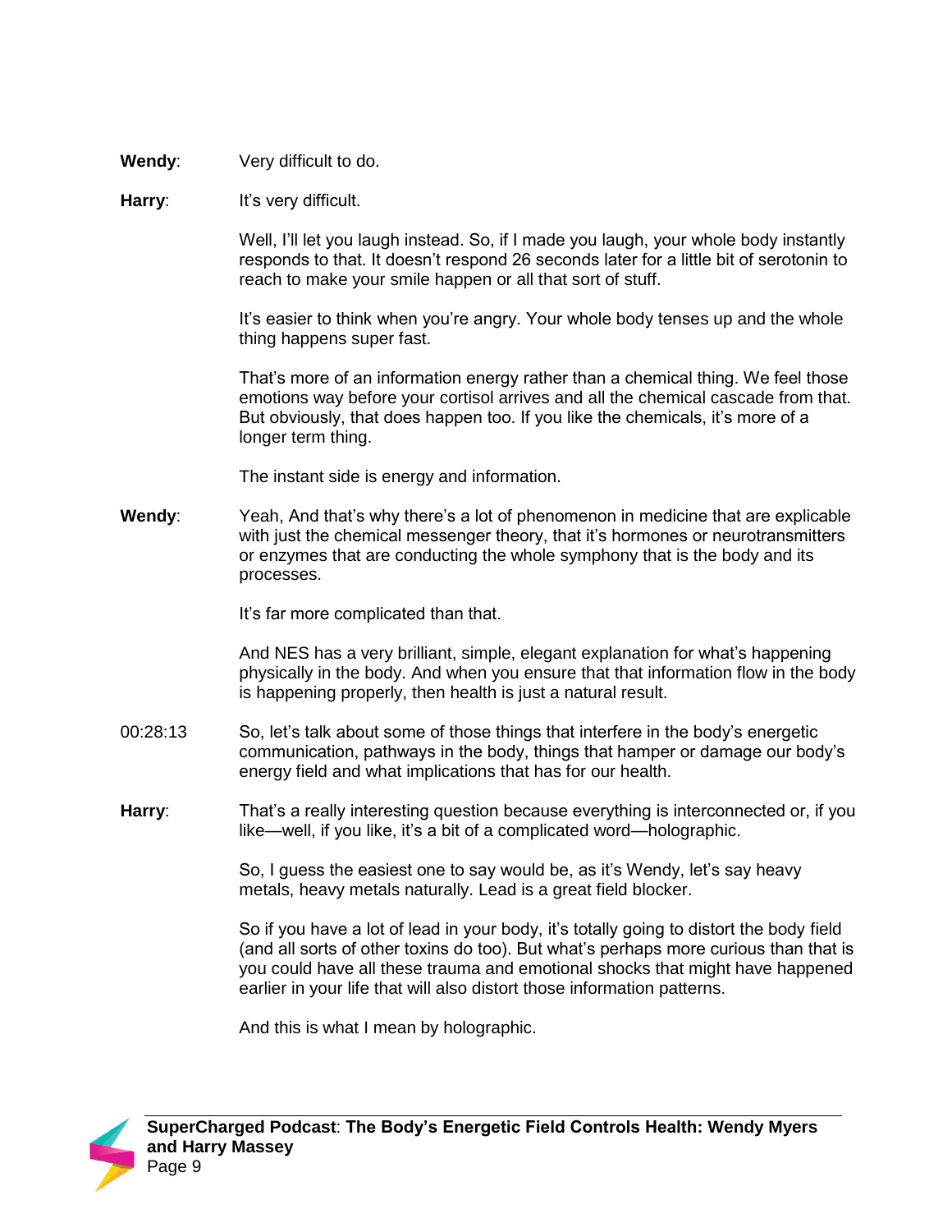**Wendy**: Very difficult to do.

**Harry**: It's very difficult.

Well, I'll let you laugh instead. So, if I made you laugh, your whole body instantly responds to that. It doesn't respond 26 seconds later for a little bit of serotonin to reach to make your smile happen or all that sort of stuff.

It's easier to think when you're angry. Your whole body tenses up and the whole thing happens super fast.

That's more of an information energy rather than a chemical thing. We feel those emotions way before your cortisol arrives and all the chemical cascade from that. But obviously, that does happen too. If you like the chemicals, it's more of a longer term thing.

The instant side is energy and information.

**Wendy**: Yeah, And that's why there's a lot of phenomenon in medicine that are explicable with just the chemical messenger theory, that it's hormones or neurotransmitters or enzymes that are conducting the whole symphony that is the body and its processes.

It's far more complicated than that.

And NES has a very brilliant, simple, elegant explanation for what's happening physically in the body. And when you ensure that that information flow in the body is happening properly, then health is just a natural result.

00:28:13 So, let's talk about some of those things that interfere in the body's energetic communication, pathways in the body, things that hamper or damage our body's energy field and what implications that has for our health.

**Harry**: That's a really interesting question because everything is interconnected or, if you like—well, if you like, it's a bit of a complicated word—holographic.

So, I guess the easiest one to say would be, as it's Wendy, let's say heavy metals, heavy metals naturally. Lead is a great field blocker.

So if you have a lot of lead in your body, it's totally going to distort the body field (and all sorts of other toxins do too). But what's perhaps more curious than that is you could have all these trauma and emotional shocks that might have happened earlier in your life that will also distort those information patterns.

And this is what I mean by holographic.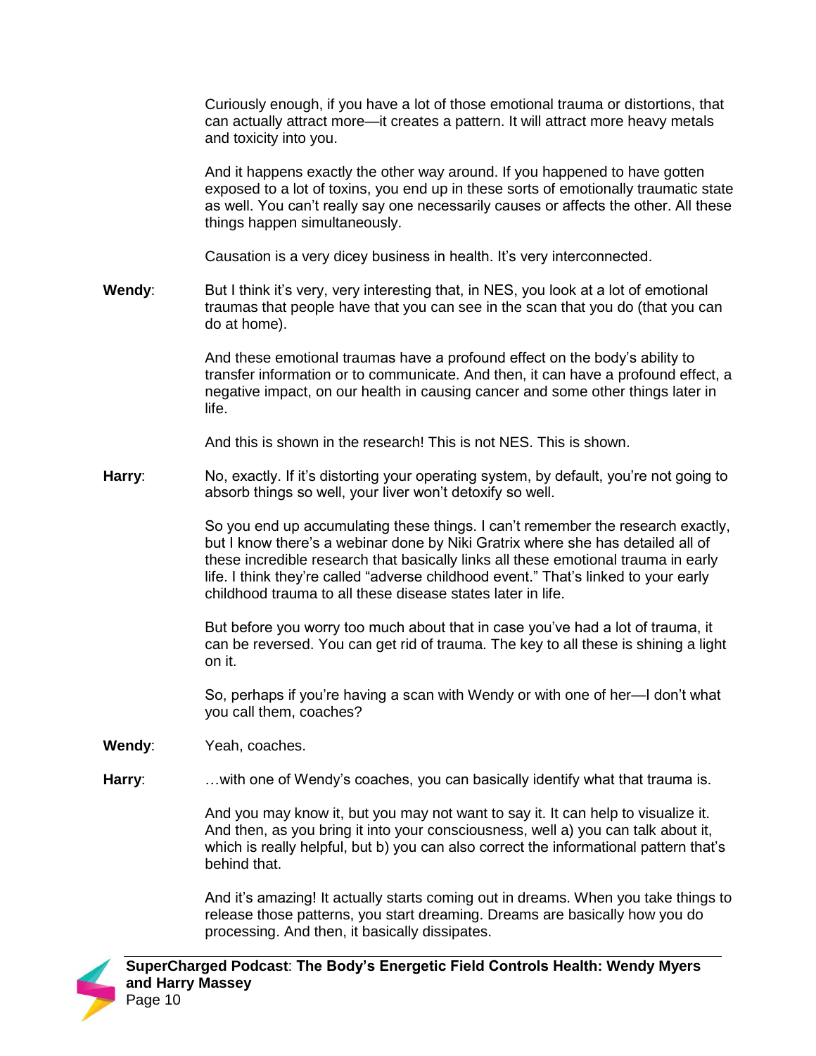Curiously enough, if you have a lot of those emotional trauma or distortions, that can actually attract more—it creates a pattern. It will attract more heavy metals and toxicity into you.

And it happens exactly the other way around. If you happened to have gotten exposed to a lot of toxins, you end up in these sorts of emotionally traumatic state as well. You can't really say one necessarily causes or affects the other. All these things happen simultaneously.

Causation is a very dicey business in health. It's very interconnected.

**Wendy**: But I think it's very, very interesting that, in NES, you look at a lot of emotional traumas that people have that you can see in the scan that you do (that you can do at home).

And these emotional traumas have a profound effect on the body's ability to transfer information or to communicate. And then, it can have a profound effect, a negative impact, on our health in causing cancer and some other things later in life.

And this is shown in the research! This is not NES. This is shown.

**Harry**: No, exactly. If it's distorting your operating system, by default, you're not going to absorb things so well, your liver won't detoxify so well.

So you end up accumulating these things. I can't remember the research exactly, but I know there's a webinar done by Niki Gratrix where she has detailed all of these incredible research that basically links all these emotional trauma in early life. I think they're called "adverse childhood event." That's linked to your early childhood trauma to all these disease states later in life.

But before you worry too much about that in case you've had a lot of trauma, it can be reversed. You can get rid of trauma. The key to all these is shining a light on it.

So, perhaps if you're having a scan with Wendy or with one of her—I don't what you call them, coaches?

**Wendy**: Yeah, coaches.

**Harry**: …with one of Wendy's coaches, you can basically identify what that trauma is.

And you may know it, but you may not want to say it. It can help to visualize it. And then, as you bring it into your consciousness, well a) you can talk about it, which is really helpful, but b) you can also correct the informational pattern that's behind that.

And it's amazing! It actually starts coming out in dreams. When you take things to release those patterns, you start dreaming. Dreams are basically how you do processing. And then, it basically dissipates.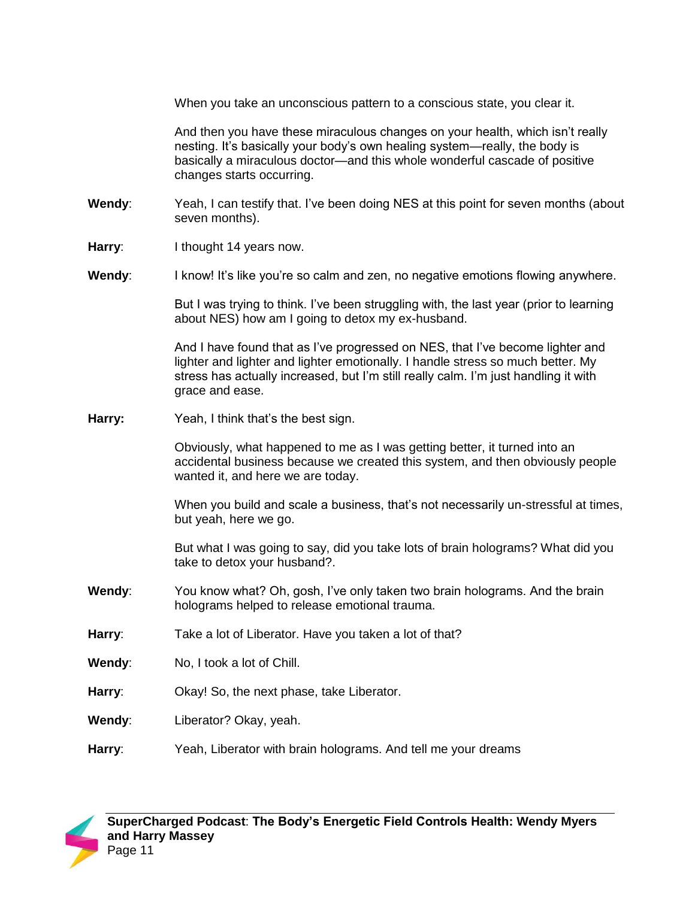When you take an unconscious pattern to a conscious state, you clear it.

And then you have these miraculous changes on your health, which isn't really nesting. It's basically your body's own healing system—really, the body is basically a miraculous doctor—and this whole wonderful cascade of positive changes starts occurring.

**Wendy**: Yeah, I can testify that. I've been doing NES at this point for seven months (about seven months).

**Harry**: I thought 14 years now.

**Wendy**: I know! It's like you're so calm and zen, no negative emotions flowing anywhere.

But I was trying to think. I've been struggling with, the last year (prior to learning about NES) how am I going to detox my ex-husband.

And I have found that as I've progressed on NES, that I've become lighter and lighter and lighter and lighter emotionally. I handle stress so much better. My stress has actually increased, but I'm still really calm. I'm just handling it with grace and ease.

**Harry:** Yeah, I think that's the best sign.

Obviously, what happened to me as I was getting better, it turned into an accidental business because we created this system, and then obviously people wanted it, and here we are today.

When you build and scale a business, that's not necessarily un-stressful at times, but yeah, here we go.

But what I was going to say, did you take lots of brain holograms? What did you take to detox your husband?.

**Wendy**: You know what? Oh, gosh, I've only taken two brain holograms. And the brain holograms helped to release emotional trauma.

**Harry**: Take a lot of Liberator. Have you taken a lot of that?

**Wendy**: No, I took a lot of Chill.

**Harry**: Okay! So, the next phase, take Liberator.

**Wendy**: Liberator? Okay, yeah.

**Harry**: Yeah, Liberator with brain holograms. And tell me your dreams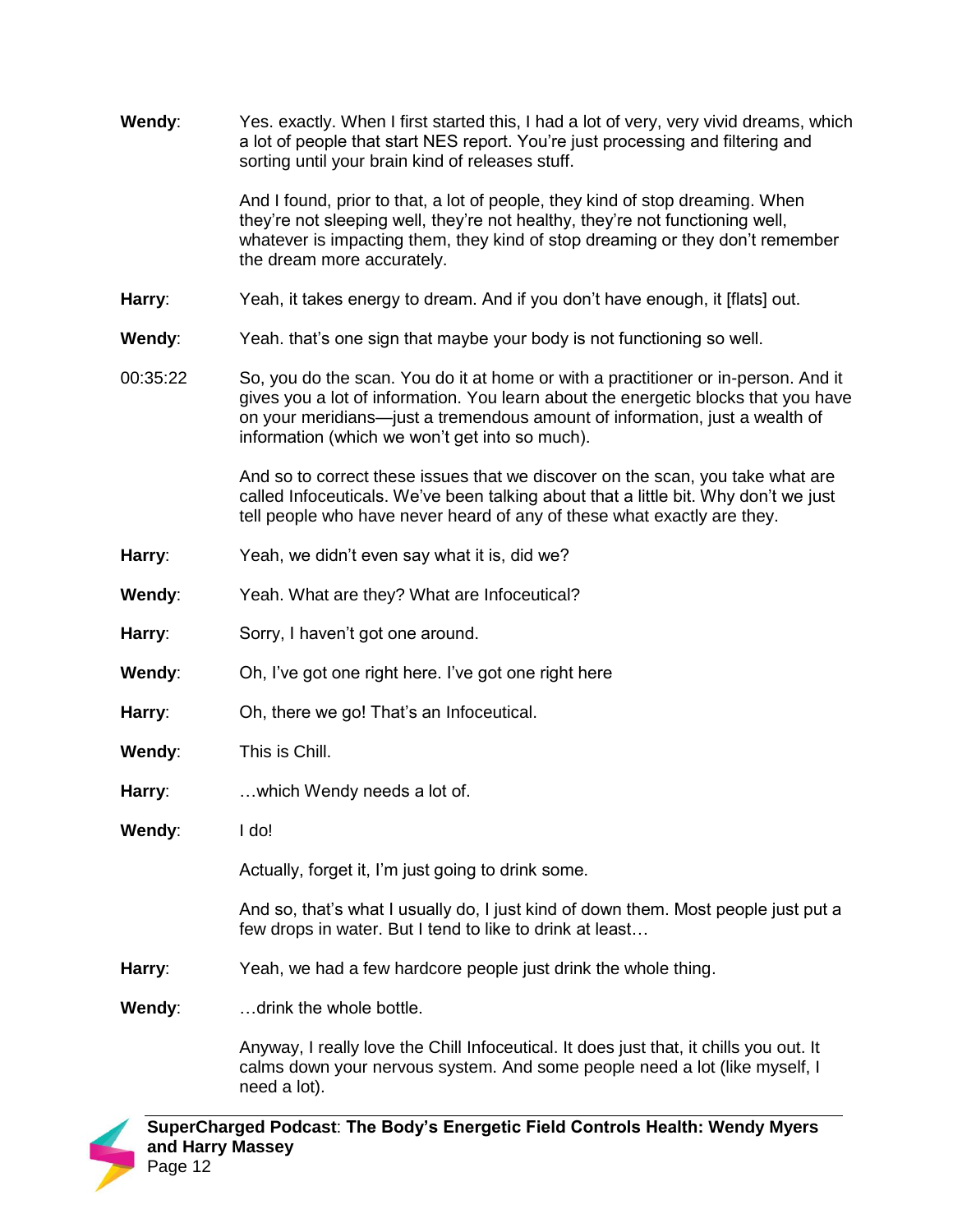**Wendy**: Yes. exactly. When I first started this, I had a lot of very, very vivid dreams, which a lot of people that start NES report. You're just processing and filtering and sorting until your brain kind of releases stuff.

And I found, prior to that, a lot of people, they kind of stop dreaming. When they're not sleeping well, they're not healthy, they're not functioning well, whatever is impacting them, they kind of stop dreaming or they don't remember the dream more accurately.

**Harry**: Yeah, it takes energy to dream. And if you don't have enough, it [flats] out.

**Wendy**: Yeah. that's one sign that maybe your body is not functioning so well.

00:35:22 So, you do the scan. You do it at home or with a practitioner or in-person. And it gives you a lot of information. You learn about the energetic blocks that you have on your meridians—just a tremendous amount of information, just a wealth of information (which we won't get into so much).

And so to correct these issues that we discover on the scan, you take what are called Infoceuticals. We've been talking about that a little bit. Why don't we just tell people who have never heard of any of these what exactly are they.

**Harry**: Yeah, we didn't even say what it is, did we?

**Wendy**: Yeah. What are they? What are Infoceutical?

**Harry**: Sorry, I haven't got one around.

**Wendy**: Oh, I've got one right here. I've got one right here

**Harry**: Oh, there we go! That's an Infoceutical.

**Wendy**: This is Chill.

**Harry**: …which Wendy needs a lot of.

**Wendy**: I do!

Actually, forget it, I'm just going to drink some.

And so, that's what I usually do, I just kind of down them. Most people just put a few drops in water. But I tend to like to drink at least…

**Harry**: Yeah, we had a few hardcore people just drink the whole thing.

**Wendy**: …drink the whole bottle.

Anyway, I really love the Chill Infoceutical. It does just that, it chills you out. It calms down your nervous system. And some people need a lot (like myself, I need a lot).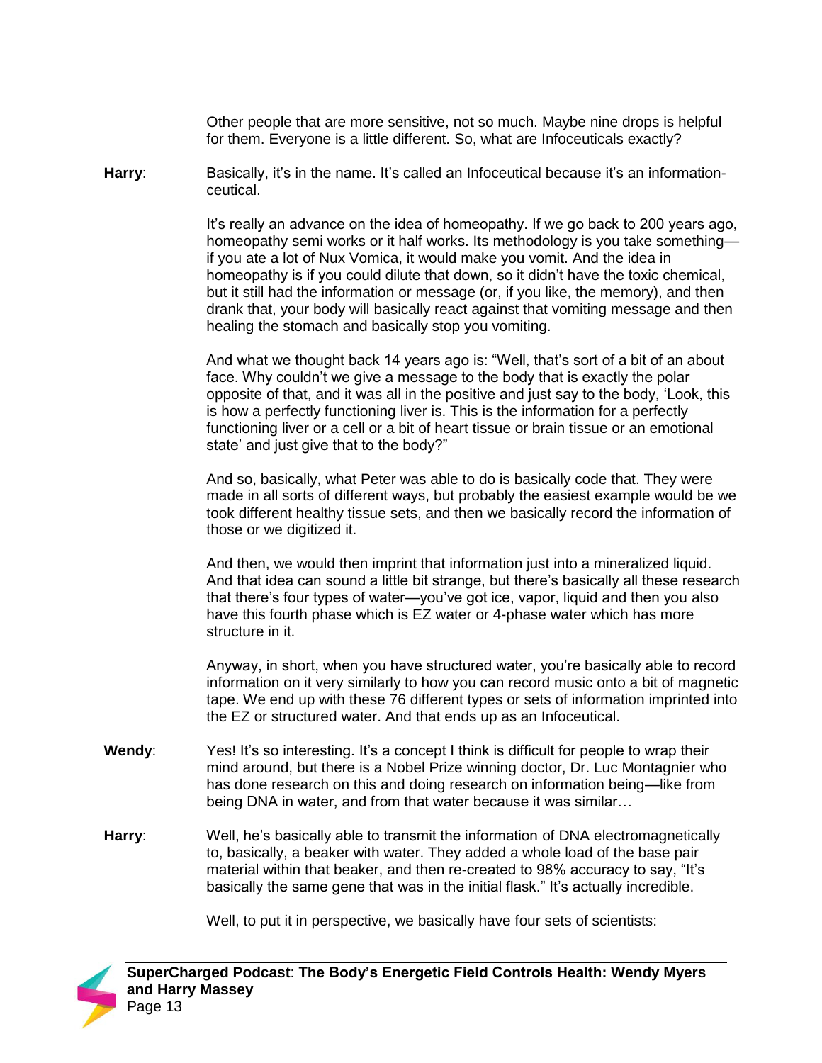Other people that are more sensitive, not so much. Maybe nine drops is helpful for them. Everyone is a little different. So, what are Infoceuticals exactly?

**Harry**: Basically, it's in the name. It's called an Infoceutical because it's an information-ceutical.

It's really an advance on the idea of homeopathy. If we go back to 200 years ago, homeopathy semi works or it half works. Its methodology is you take something—if you ate a lot of Nux Vomica, it would make you vomit. And the idea in homeopathy is if you could dilute that down, so it didn't have the toxic chemical, but it still had the information or message (or, if you like, the memory), and then drank that, your body will basically react against that vomiting message and then healing the stomach and basically stop you vomiting.

And what we thought back 14 years ago is: "Well, that's sort of a bit of an about face. Why couldn't we give a message to the body that is exactly the polar opposite of that, and it was all in the positive and just say to the body, 'Look, this is how a perfectly functioning liver is. This is the information for a perfectly functioning liver or a cell or a bit of heart tissue or brain tissue or an emotional state' and just give that to the body?"

And so, basically, what Peter was able to do is basically code that. They were made in all sorts of different ways, but probably the easiest example would be we took different healthy tissue sets, and then we basically record the information of those or we digitized it.

And then, we would then imprint that information just into a mineralized liquid. And that idea can sound a little bit strange, but there's basically all these research that there's four types of water—you've got ice, vapor, liquid and then you also have this fourth phase which is EZ water or 4-phase water which has more structure in it.

Anyway, in short, when you have structured water, you're basically able to record information on it very similarly to how you can record music onto a bit of magnetic tape. We end up with these 76 different types or sets of information imprinted into the EZ or structured water. And that ends up as an Infoceutical.

**Wendy**: Yes! It's so interesting. It's a concept I think is difficult for people to wrap their mind around, but there is a Nobel Prize winning doctor, Dr. Luc Montagnier who has done research on this and doing research on information being—like from being DNA in water, and from that water because it was similar…

**Harry**: Well, he's basically able to transmit the information of DNA electromagnetically to, basically, a beaker with water. They added a whole load of the base pair material within that beaker, and then re-created to 98% accuracy to say, "It's basically the same gene that was in the initial flask." It's actually incredible.

Well, to put it in perspective, we basically have four sets of scientists: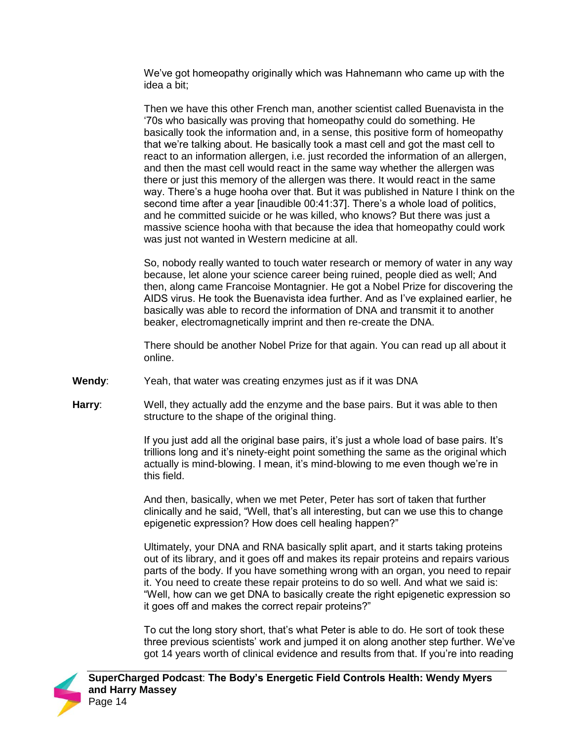We've got homeopathy originally which was Hahnemann who came up with the idea a bit;

Then we have this other French man, another scientist called Buenavista in the '70s who basically was proving that homeopathy could do something. He basically took the information and, in a sense, this positive form of homeopathy that we're talking about. He basically took a mast cell and got the mast cell to react to an information allergen, i.e. just recorded the information of an allergen, and then the mast cell would react in the same way whether the allergen was there or just this memory of the allergen was there. It would react in the same way. There's a huge hooha over that. But it was published in Nature I think on the second time after a year [inaudible 00:41:37]. There's a whole load of politics, and he committed suicide or he was killed, who knows? But there was just a massive science hooha with that because the idea that homeopathy could work was just not wanted in Western medicine at all.

So, nobody really wanted to touch water research or memory of water in any way because, let alone your science career being ruined, people died as well; And then, along came Francoise Montagnier. He got a Nobel Prize for discovering the AIDS virus. He took the Buenavista idea further. And as I've explained earlier, he basically was able to record the information of DNA and transmit it to another beaker, electromagnetically imprint and then re-create the DNA.

There should be another Nobel Prize for that again. You can read up all about it online.

**Wendy**: Yeah, that water was creating enzymes just as if it was DNA

**Harry**: Well, they actually add the enzyme and the base pairs. But it was able to then structure to the shape of the original thing.

If you just add all the original base pairs, it's just a whole load of base pairs. It's trillions long and it's ninety-eight point something the same as the original which actually is mind-blowing. I mean, it's mind-blowing to me even though we're in this field.

And then, basically, when we met Peter, Peter has sort of taken that further clinically and he said, "Well, that's all interesting, but can we use this to change epigenetic expression? How does cell healing happen?"

Ultimately, your DNA and RNA basically split apart, and it starts taking proteins out of its library, and it goes off and makes its repair proteins and repairs various parts of the body. If you have something wrong with an organ, you need to repair it. You need to create these repair proteins to do so well. And what we said is: "Well, how can we get DNA to basically create the right epigenetic expression so it goes off and makes the correct repair proteins?"

To cut the long story short, that's what Peter is able to do. He sort of took these three previous scientists' work and jumped it on along another step further. We've got 14 years worth of clinical evidence and results from that. If you're into reading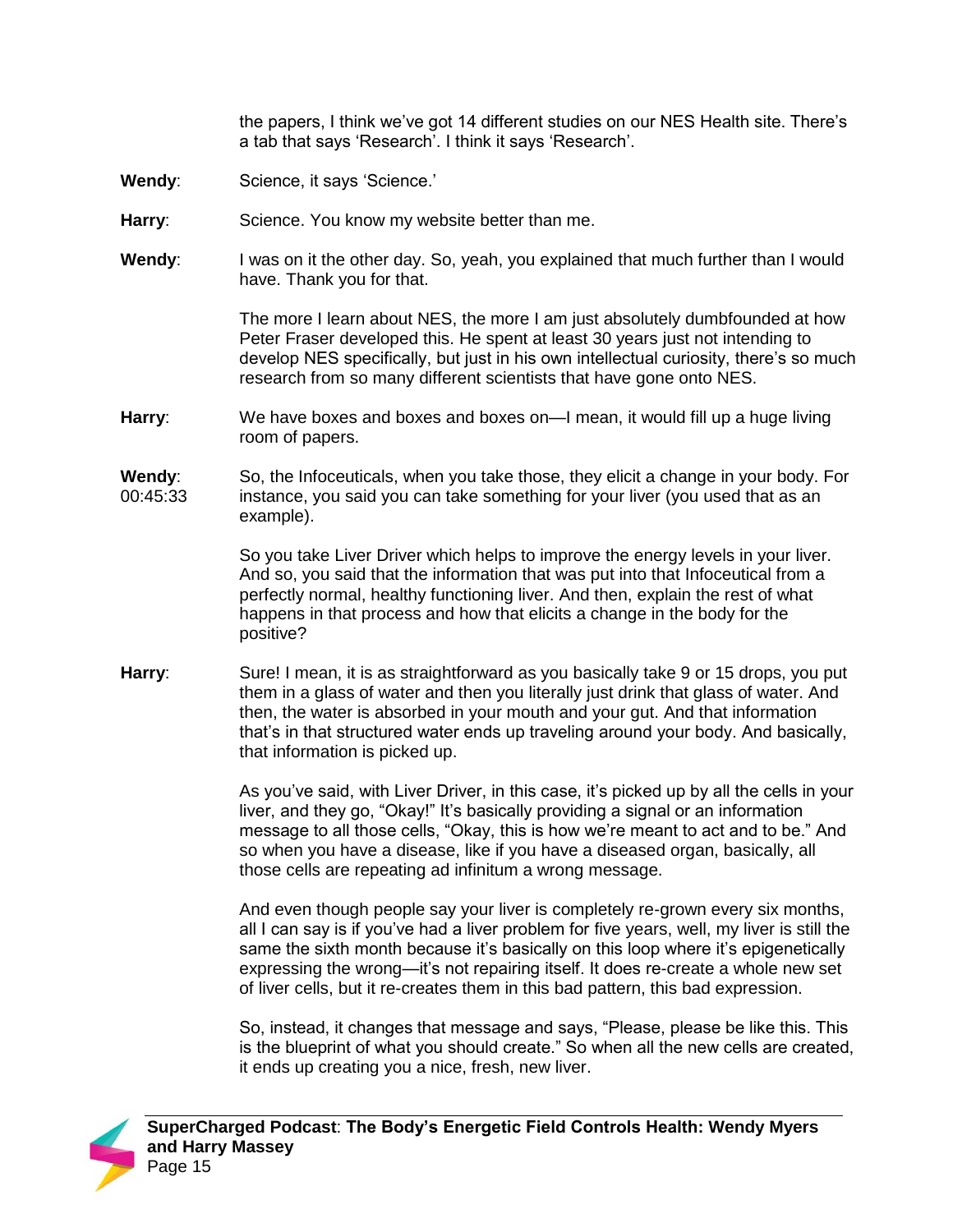the papers, I think we've got 14 different studies on our NES Health site. There's a tab that says 'Research'. I think it says 'Research'.

**Wendy**: Science, it says 'Science.'

**Harry**: Science. You know my website better than me.

**Wendy**: I was on it the other day. So, yeah, you explained that much further than I would have. Thank you for that.

The more I learn about NES, the more I am just absolutely dumbfounded at how Peter Fraser developed this. He spent at least 30 years just not intending to develop NES specifically, but just in his own intellectual curiosity, there's so much research from so many different scientists that have gone onto NES.

**Harry**: We have boxes and boxes and boxes on—I mean, it would fill up a huge living room of papers.

**Wendy**: 00:45:33 So, the Infoceuticals, when you take those, they elicit a change in your body. For instance, you said you can take something for your liver (you used that as an example).

So you take Liver Driver which helps to improve the energy levels in your liver. And so, you said that the information that was put into that Infoceutical from a perfectly normal, healthy functioning liver. And then, explain the rest of what happens in that process and how that elicits a change in the body for the positive?

**Harry**: Sure! I mean, it is as straightforward as you basically take 9 or 15 drops, you put them in a glass of water and then you literally just drink that glass of water. And then, the water is absorbed in your mouth and your gut. And that information that's in that structured water ends up traveling around your body. And basically, that information is picked up.

As you've said, with Liver Driver, in this case, it's picked up by all the cells in your liver, and they go, "Okay!" It's basically providing a signal or an information message to all those cells, "Okay, this is how we're meant to act and to be." And so when you have a disease, like if you have a diseased organ, basically, all those cells are repeating ad infinitum a wrong message.

And even though people say your liver is completely re-grown every six months, all I can say is if you've had a liver problem for five years, well, my liver is still the same the sixth month because it's basically on this loop where it's epigenetically expressing the wrong—it's not repairing itself. It does re-create a whole new set of liver cells, but it re-creates them in this bad pattern, this bad expression.

So, instead, it changes that message and says, "Please, please be like this. This is the blueprint of what you should create." So when all the new cells are created, it ends up creating you a nice, fresh, new liver.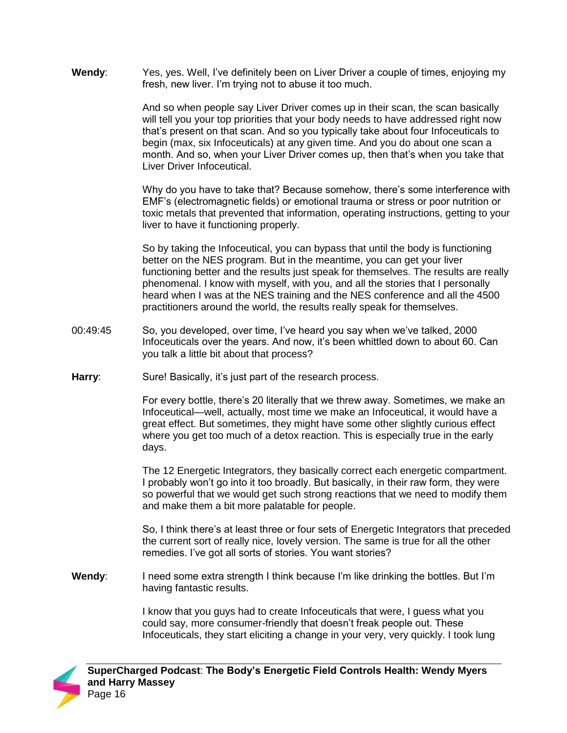**Wendy**: Yes, yes. Well, I've definitely been on Liver Driver a couple of times, enjoying my fresh, new liver. I'm trying not to abuse it too much.

And so when people say Liver Driver comes up in their scan, the scan basically will tell you your top priorities that your body needs to have addressed right now that's present on that scan. And so you typically take about four Infoceuticals to begin (max, six Infoceuticals) at any given time. And you do about one scan a month. And so, when your Liver Driver comes up, then that's when you take that Liver Driver Infoceutical.

Why do you have to take that? Because somehow, there's some interference with EMF's (electromagnetic fields) or emotional trauma or stress or poor nutrition or toxic metals that prevented that information, operating instructions, getting to your liver to have it functioning properly.

So by taking the Infoceutical, you can bypass that until the body is functioning better on the NES program. But in the meantime, you can get your liver functioning better and the results just speak for themselves. The results are really phenomenal. I know with myself, with you, and all the stories that I personally heard when I was at the NES training and the NES conference and all the 4500 practitioners around the world, the results really speak for themselves.

00:49:45 So, you developed, over time, I've heard you say when we've talked, 2000 Infoceuticals over the years. And now, it's been whittled down to about 60. Can you talk a little bit about that process?

**Harry**: Sure! Basically, it's just part of the research process.

For every bottle, there's 20 literally that we threw away. Sometimes, we make an Infoceutical—well, actually, most time we make an Infoceutical, it would have a great effect. But sometimes, they might have some other slightly curious effect where you get too much of a detox reaction. This is especially true in the early days.

The 12 Energetic Integrators, they basically correct each energetic compartment. I probably won't go into it too broadly. But basically, in their raw form, they were so powerful that we would get such strong reactions that we need to modify them and make them a bit more palatable for people.

So, I think there's at least three or four sets of Energetic Integrators that preceded the current sort of really nice, lovely version. The same is true for all the other remedies. I've got all sorts of stories. You want stories?

**Wendy**: I need some extra strength I think because I'm like drinking the bottles. But I'm having fantastic results.

I know that you guys had to create Infoceuticals that were, I guess what you could say, more consumer-friendly that doesn't freak people out. These Infoceuticals, they start eliciting a change in your very, very quickly. I took lung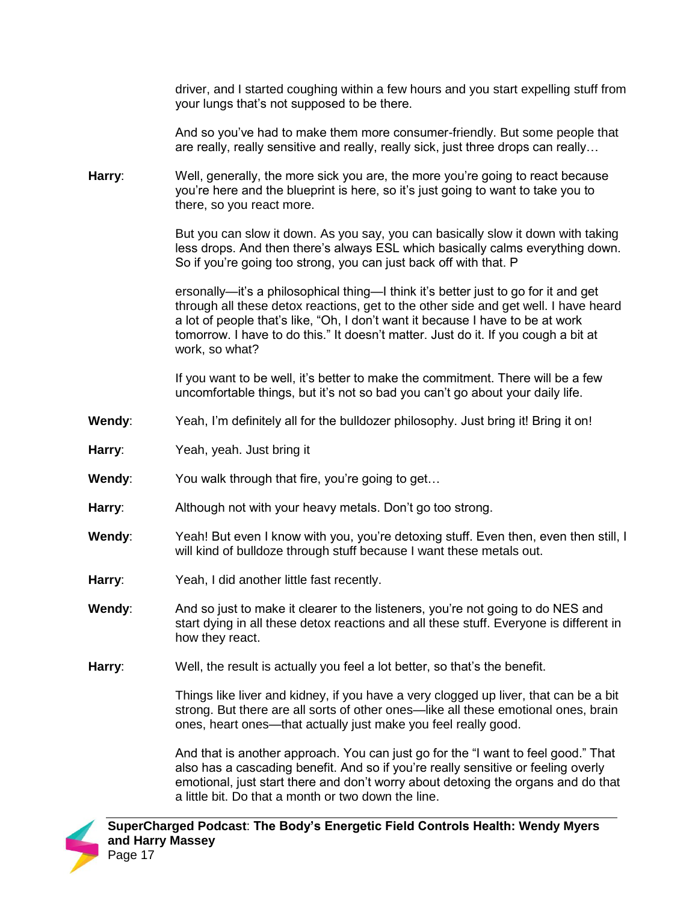driver, and I started coughing within a few hours and you start expelling stuff from your lungs that's not supposed to be there.

And so you've had to make them more consumer-friendly. But some people that are really, really sensitive and really, really sick, just three drops can really…

**Harry**: Well, generally, the more sick you are, the more you're going to react because you're here and the blueprint is here, so it's just going to want to take you to there, so you react more.

But you can slow it down. As you say, you can basically slow it down with taking less drops. And then there's always ESL which basically calms everything down. So if you're going too strong, you can just back off with that. P

ersonally—it's a philosophical thing—I think it's better just to go for it and get through all these detox reactions, get to the other side and get well. I have heard a lot of people that's like, "Oh, I don't want it because I have to be at work tomorrow. I have to do this." It doesn't matter. Just do it. If you cough a bit at work, so what?

If you want to be well, it's better to make the commitment. There will be a few uncomfortable things, but it's not so bad you can't go about your daily life.

**Wendy**: Yeah, I'm definitely all for the bulldozer philosophy. Just bring it! Bring it on!

**Harry**: Yeah, yeah. Just bring it

**Wendy**: You walk through that fire, you're going to get…

**Harry**: Although not with your heavy metals. Don't go too strong.

**Wendy**: Yeah! But even I know with you, you're detoxing stuff. Even then, even then still, I will kind of bulldoze through stuff because I want these metals out.

**Harry**: Yeah, I did another little fast recently.

**Wendy**: And so just to make it clearer to the listeners, you're not going to do NES and start dying in all these detox reactions and all these stuff. Everyone is different in how they react.

**Harry**: Well, the result is actually you feel a lot better, so that's the benefit.

Things like liver and kidney, if you have a very clogged up liver, that can be a bit strong. But there are all sorts of other ones—like all these emotional ones, brain ones, heart ones—that actually just make you feel really good.

And that is another approach. You can just go for the "I want to feel good." That also has a cascading benefit. And so if you're really sensitive or feeling overly emotional, just start there and don't worry about detoxing the organs and do that a little bit. Do that a month or two down the line.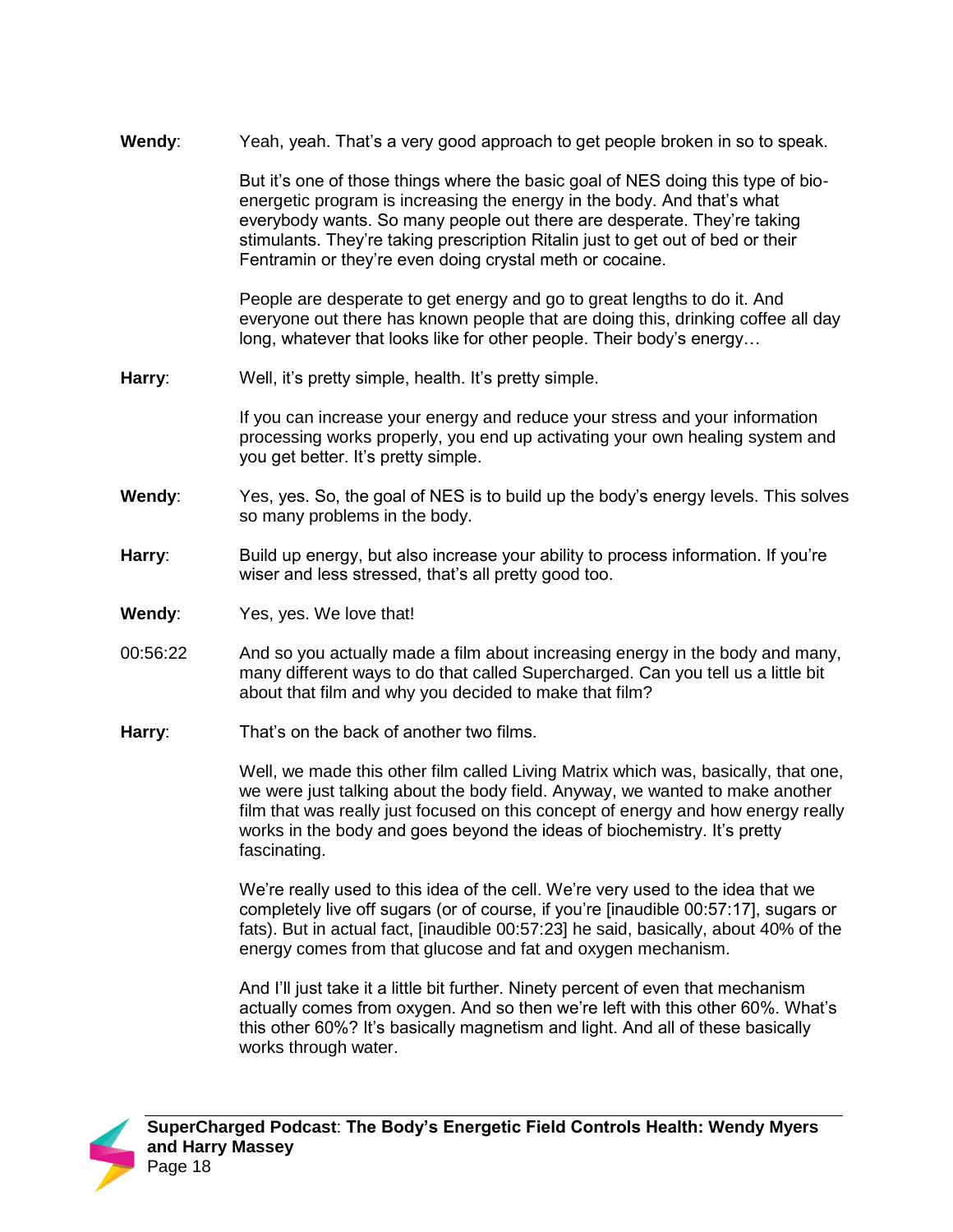**Wendy**: Yeah, yeah. That's a very good approach to get people broken in so to speak.

But it's one of those things where the basic goal of NES doing this type of bio-energetic program is increasing the energy in the body. And that's what everybody wants. So many people out there are desperate. They're taking stimulants. They're taking prescription Ritalin just to get out of bed or their Fentramin or they're even doing crystal meth or cocaine.

People are desperate to get energy and go to great lengths to do it. And everyone out there has known people that are doing this, drinking coffee all day long, whatever that looks like for other people. Their body's energy…

**Harry**: Well, it's pretty simple, health. It's pretty simple.

If you can increase your energy and reduce your stress and your information processing works properly, you end up activating your own healing system and you get better. It's pretty simple.

**Wendy**: Yes, yes. So, the goal of NES is to build up the body's energy levels. This solves so many problems in the body.

**Harry**: Build up energy, but also increase your ability to process information. If you're wiser and less stressed, that's all pretty good too.

**Wendy**: Yes, yes. We love that!

00:56:22 And so you actually made a film about increasing energy in the body and many, many different ways to do that called Supercharged. Can you tell us a little bit about that film and why you decided to make that film?

**Harry**: That's on the back of another two films.

Well, we made this other film called Living Matrix which was, basically, that one, we were just talking about the body field. Anyway, we wanted to make another film that was really just focused on this concept of energy and how energy really works in the body and goes beyond the ideas of biochemistry. It's pretty fascinating.

We're really used to this idea of the cell. We're very used to the idea that we completely live off sugars (or of course, if you're [inaudible 00:57:17], sugars or fats). But in actual fact, [inaudible 00:57:23] he said, basically, about 40% of the energy comes from that glucose and fat and oxygen mechanism.

And I'll just take it a little bit further. Ninety percent of even that mechanism actually comes from oxygen. And so then we're left with this other 60%. What's this other 60%? It's basically magnetism and light. And all of these basically works through water.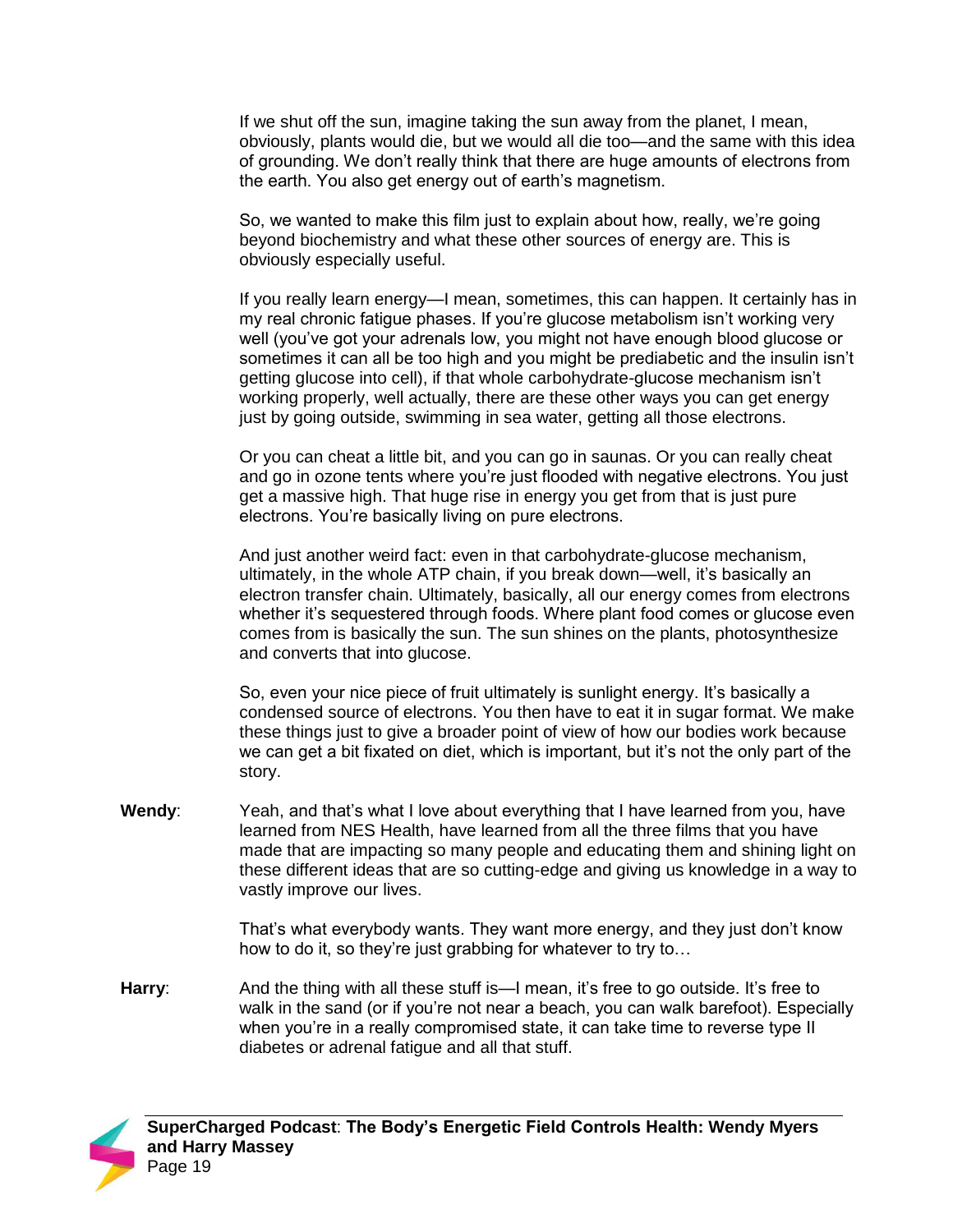If we shut off the sun, imagine taking the sun away from the planet, I mean, obviously, plants would die, but we would all die too—and the same with this idea of grounding. We don't really think that there are huge amounts of electrons from the earth. You also get energy out of earth's magnetism.

So, we wanted to make this film just to explain about how, really, we're going beyond biochemistry and what these other sources of energy are. This is obviously especially useful.

If you really learn energy—I mean, sometimes, this can happen. It certainly has in my real chronic fatigue phases. If you're glucose metabolism isn't working very well (you've got your adrenals low, you might not have enough blood glucose or sometimes it can all be too high and you might be prediabetic and the insulin isn't getting glucose into cell), if that whole carbohydrate-glucose mechanism isn't working properly, well actually, there are these other ways you can get energy just by going outside, swimming in sea water, getting all those electrons.

Or you can cheat a little bit, and you can go in saunas. Or you can really cheat and go in ozone tents where you're just flooded with negative electrons. You just get a massive high. That huge rise in energy you get from that is just pure electrons. You're basically living on pure electrons.

And just another weird fact: even in that carbohydrate-glucose mechanism, ultimately, in the whole ATP chain, if you break down—well, it's basically an electron transfer chain. Ultimately, basically, all our energy comes from electrons whether it's sequestered through foods. Where plant food comes or glucose even comes from is basically the sun. The sun shines on the plants, photosynthesize and converts that into glucose.

So, even your nice piece of fruit ultimately is sunlight energy. It's basically a condensed source of electrons. You then have to eat it in sugar format. We make these things just to give a broader point of view of how our bodies work because we can get a bit fixated on diet, which is important, but it's not the only part of the story.

**Wendy**: Yeah, and that's what I love about everything that I have learned from you, have learned from NES Health, have learned from all the three films that you have made that are impacting so many people and educating them and shining light on these different ideas that are so cutting-edge and giving us knowledge in a way to vastly improve our lives.

That's what everybody wants. They want more energy, and they just don't know how to do it, so they're just grabbing for whatever to try to…

**Harry**: And the thing with all these stuff is—I mean, it's free to go outside. It's free to walk in the sand (or if you're not near a beach, you can walk barefoot). Especially when you're in a really compromised state, it can take time to reverse type II diabetes or adrenal fatigue and all that stuff.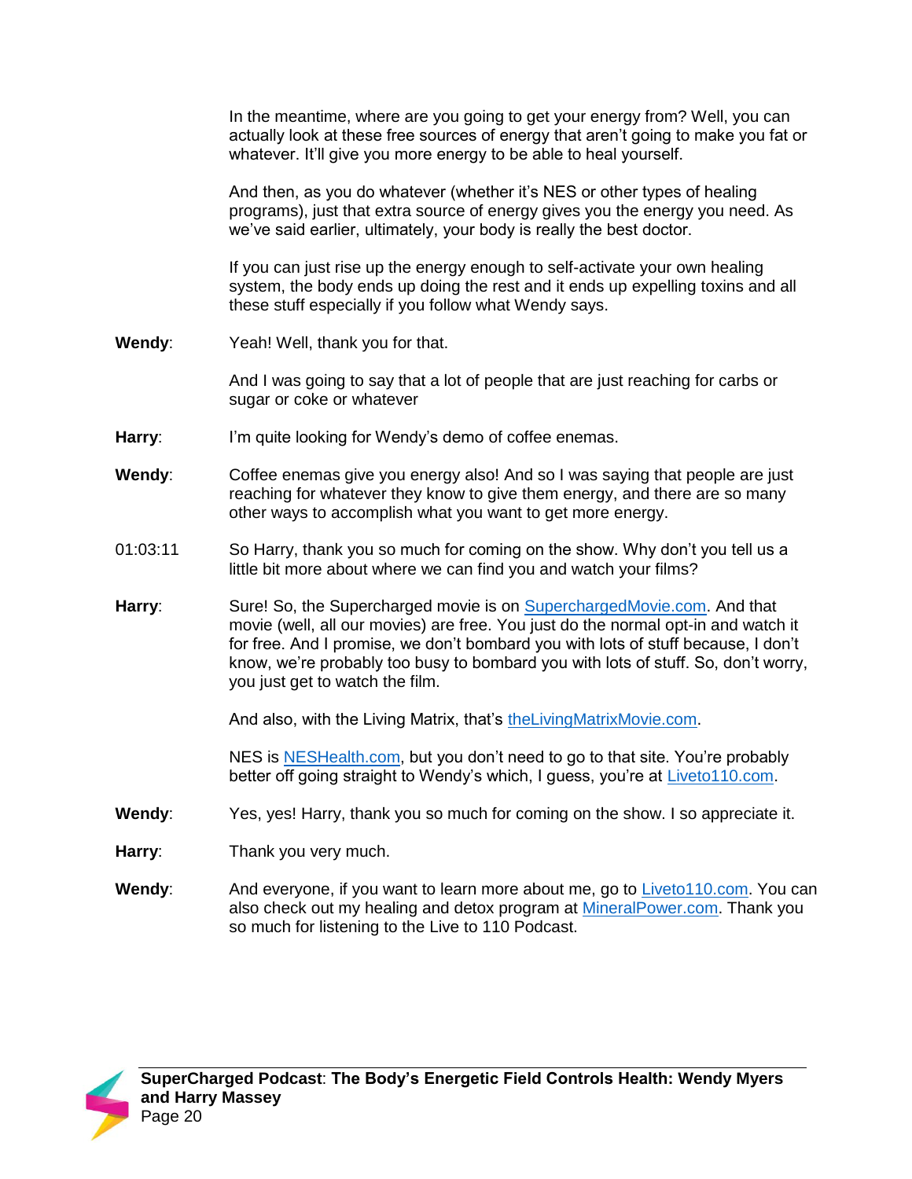In the meantime, where are you going to get your energy from? Well, you can actually look at these free sources of energy that aren't going to make you fat or whatever. It'll give you more energy to be able to heal yourself.

And then, as you do whatever (whether it's NES or other types of healing programs), just that extra source of energy gives you the energy you need. As we've said earlier, ultimately, your body is really the best doctor.

If you can just rise up the energy enough to self-activate your own healing system, the body ends up doing the rest and it ends up expelling toxins and all these stuff especially if you follow what Wendy says.

**Wendy**: Yeah! Well, thank you for that.

And I was going to say that a lot of people that are just reaching for carbs or sugar or coke or whatever

**Harry**: I'm quite looking for Wendy's demo of coffee enemas.

**Wendy**: Coffee enemas give you energy also! And so I was saying that people are just reaching for whatever they know to give them energy, and there are so many other ways to accomplish what you want to get more energy.

01:03:11 So Harry, thank you so much for coming on the show. Why don't you tell us a little bit more about where we can find you and watch your films?

**Harry**: Sure! So, the Supercharged movie is on SuperchargedMovie.com. And that movie (well, all our movies) are free. You just do the normal opt-in and watch it for free. And I promise, we don't bombard you with lots of stuff because, I don't know, we're probably too busy to bombard you with lots of stuff. So, don't worry, you just get to watch the film.

And also, with the Living Matrix, that's theLivingMatrixMovie.com.

NES is NESHealth.com, but you don't need to go to that site. You're probably better off going straight to Wendy's which, I guess, you're at Liveto110.com.

**Wendy**: Yes, yes! Harry, thank you so much for coming on the show. I so appreciate it.

**Harry**: Thank you very much.

**Wendy**: And everyone, if you want to learn more about me, go to Liveto110.com. You can also check out my healing and detox program at MineralPower.com. Thank you so much for listening to the Live to 110 Podcast.